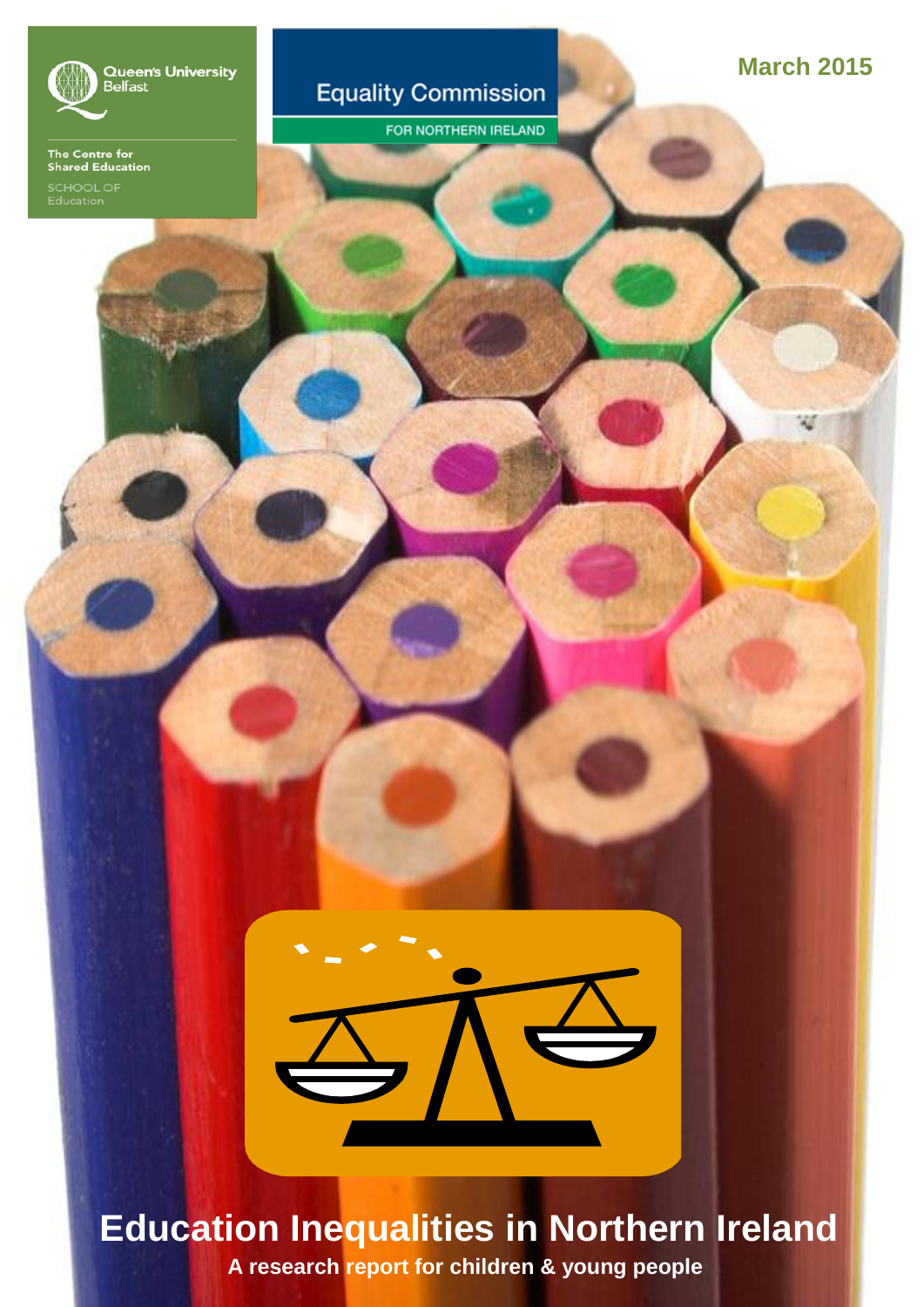Queen's University Belfast

The Centre for Shared Education

SCHOOL OF Education

Equality Commission

FOR NORTHERN IRELAND

March 2015

# Education Inequalities in Northern Ireland

**A research report for children & young people**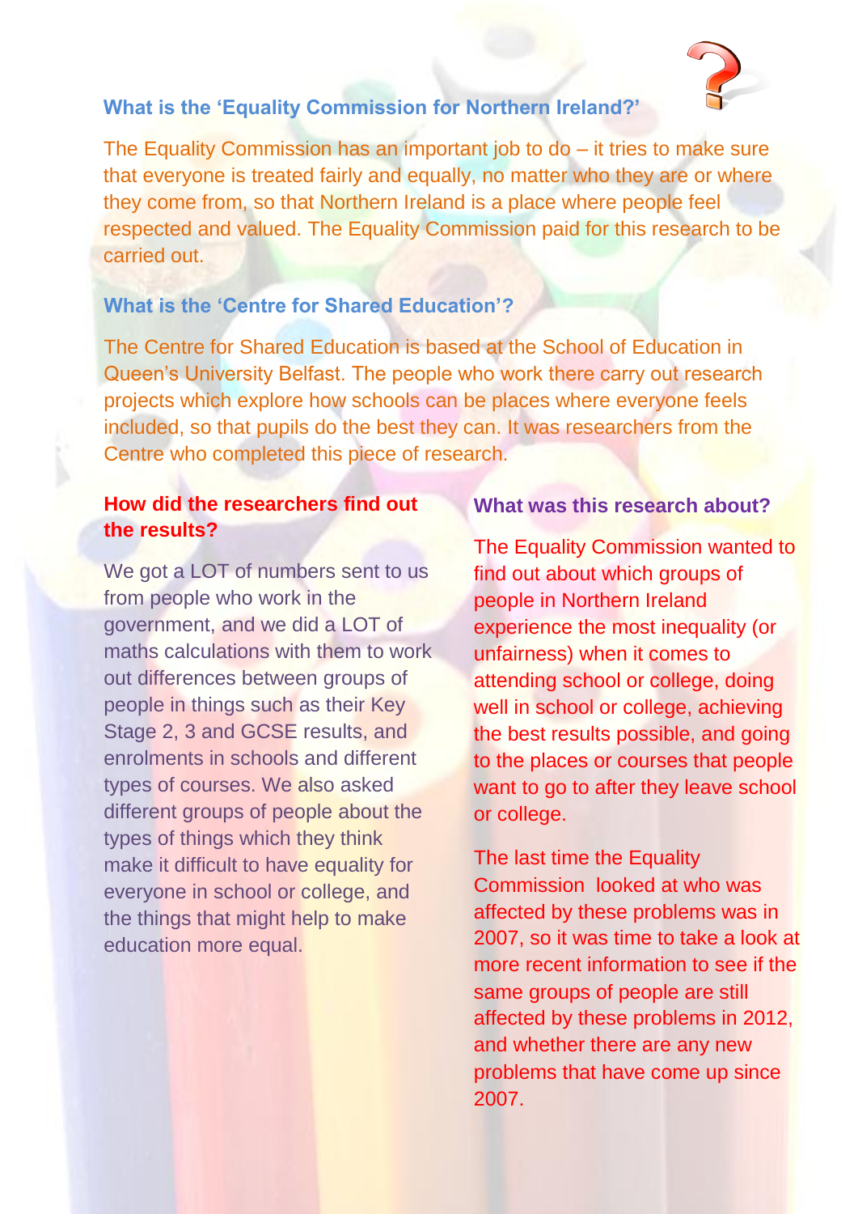### What is the 'Equality Commission for Northern Ireland?'

The Equality Commission has an important job to do – it tries to make sure that everyone is treated fairly and equally, no matter who they are or where they come from, so that Northern Ireland is a place where people feel respected and valued. The Equality Commission paid for this research to be carried out.

### What is the 'Centre for Shared Education'?

The Centre for Shared Education is based at the School of Education in Queen's University Belfast. The people who work there carry out research projects which explore how schools can be places where everyone feels included, so that pupils do the best they can. It was researchers from the Centre who completed this piece of research.

### How did the researchers find out the results?

We got a LOT of numbers sent to us from people who work in the government, and we did a LOT of maths calculations with them to work out differences between groups of people in things such as their Key Stage 2, 3 and GCSE results, and enrolments in schools and different types of courses. We also asked different groups of people about the types of things which they think make it difficult to have equality for everyone in school or college, and the things that might help to make education more equal.

### What was this research about?

The Equality Commission wanted to find out about which groups of people in Northern Ireland experience the most inequality (or unfairness) when it comes to attending school or college, doing well in school or college, achieving the best results possible, and going to the places or courses that people want to go to after they leave school or college.

The last time the Equality Commission looked at who was affected by these problems was in 2007, so it was time to take a look at more recent information to see if the same groups of people are still affected by these problems in 2012, and whether there are any new problems that have come up since 2007.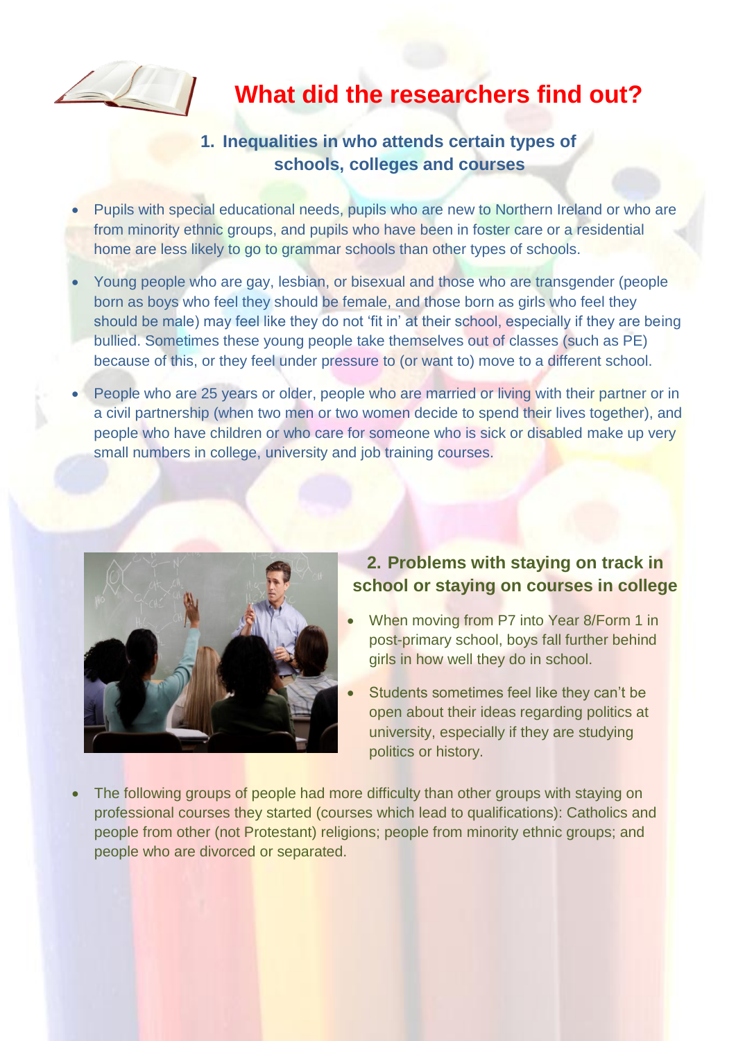# What did the researchers find out?

## 1. Inequalities in who attends certain types of schools, colleges and courses

- Pupils with special educational needs, pupils who are new to Northern Ireland or who are from minority ethnic groups, and pupils who have been in foster care or a residential home are less likely to go to grammar schools than other types of schools.
- Young people who are gay, lesbian, or bisexual and those who are transgender (people born as boys who feel they should be female, and those born as girls who feel they should be male) may feel like they do not 'fit in' at their school, especially if they are being bullied. Sometimes these young people take themselves out of classes (such as PE) because of this, or they feel under pressure to (or want to) move to a different school.
- People who are 25 years or older, people who are married or living with their partner or in a civil partnership (when two men or two women decide to spend their lives together), and people who have children or who care for someone who is sick or disabled make up very small numbers in college, university and job training courses.

## 2. Problems with staying on track in school or staying on courses in college

- When moving from P7 into Year 8/Form 1 in post-primary school, boys fall further behind girls in how well they do in school.
- Students sometimes feel like they can't be open about their ideas regarding politics at university, especially if they are studying politics or history.
- The following groups of people had more difficulty than other groups with staying on professional courses they started (courses which lead to qualifications): Catholics and people from other (not Protestant) religions; people from minority ethnic groups; and people who are divorced or separated.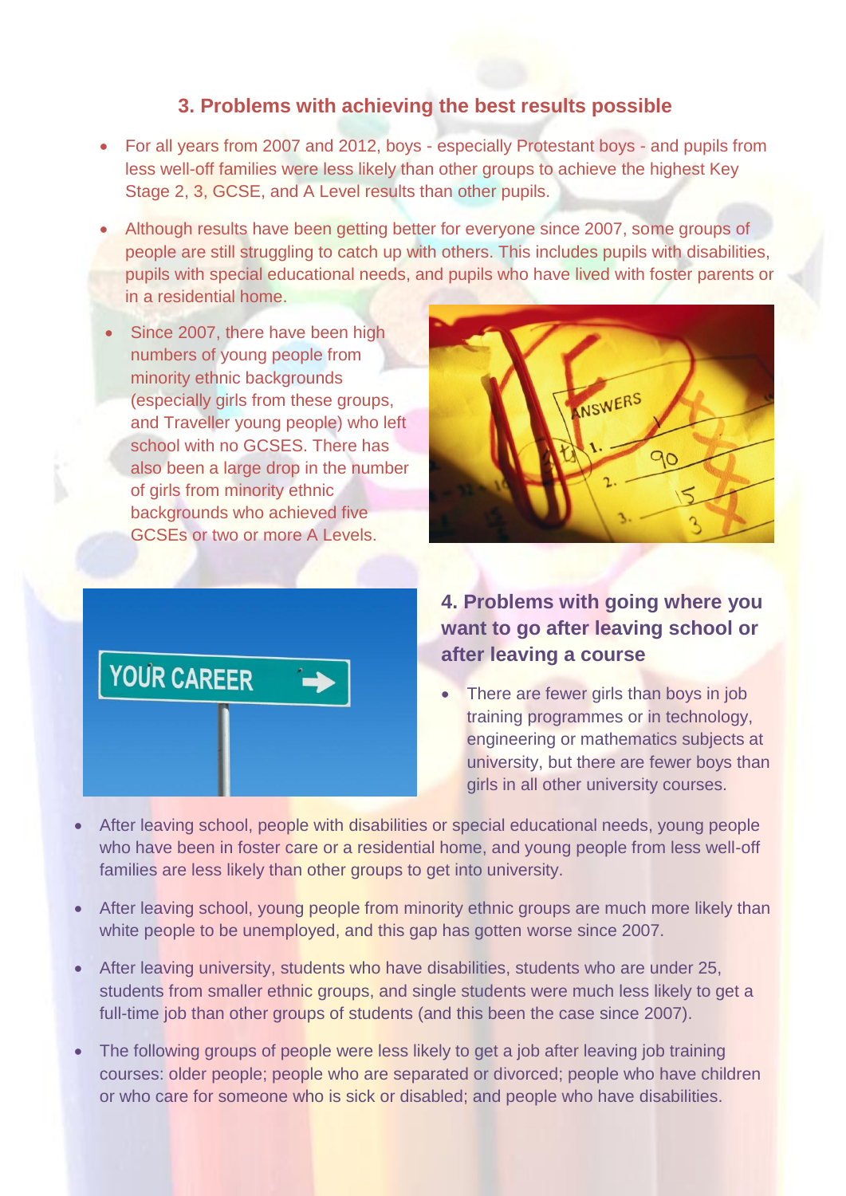## 3. Problems with achieving the best results possible

- For all years from 2007 and 2012, boys - especially Protestant boys - and pupils from less well-off families were less likely than other groups to achieve the highest Key Stage 2, 3, GCSE, and A Level results than other pupils.
- Although results have been getting better for everyone since 2007, some groups of people are still struggling to catch up with others. This includes pupils with disabilities, pupils with special educational needs, and pupils who have lived with foster parents or in a residential home.
- Since 2007, there have been high numbers of young people from minority ethnic backgrounds (especially girls from these groups, and Traveller young people) who left school with no GCSES. There has also been a large drop in the number of girls from minority ethnic backgrounds who achieved five GCSEs or two or more A Levels.

## 4. Problems with going where you want to go after leaving school or after leaving a course

- There are fewer girls than boys in job training programmes or in technology, engineering or mathematics subjects at university, but there are fewer boys than girls in all other university courses.
- After leaving school, people with disabilities or special educational needs, young people who have been in foster care or a residential home, and young people from less well-off families are less likely than other groups to get into university.
- After leaving school, young people from minority ethnic groups are much more likely than white people to be unemployed, and this gap has gotten worse since 2007.
- After leaving university, students who have disabilities, students who are under 25, students from smaller ethnic groups, and single students were much less likely to get a full-time job than other groups of students (and this been the case since 2007).
- The following groups of people were less likely to get a job after leaving job training courses: older people; people who are separated or divorced; people who have children or who care for someone who is sick or disabled; and people who have disabilities.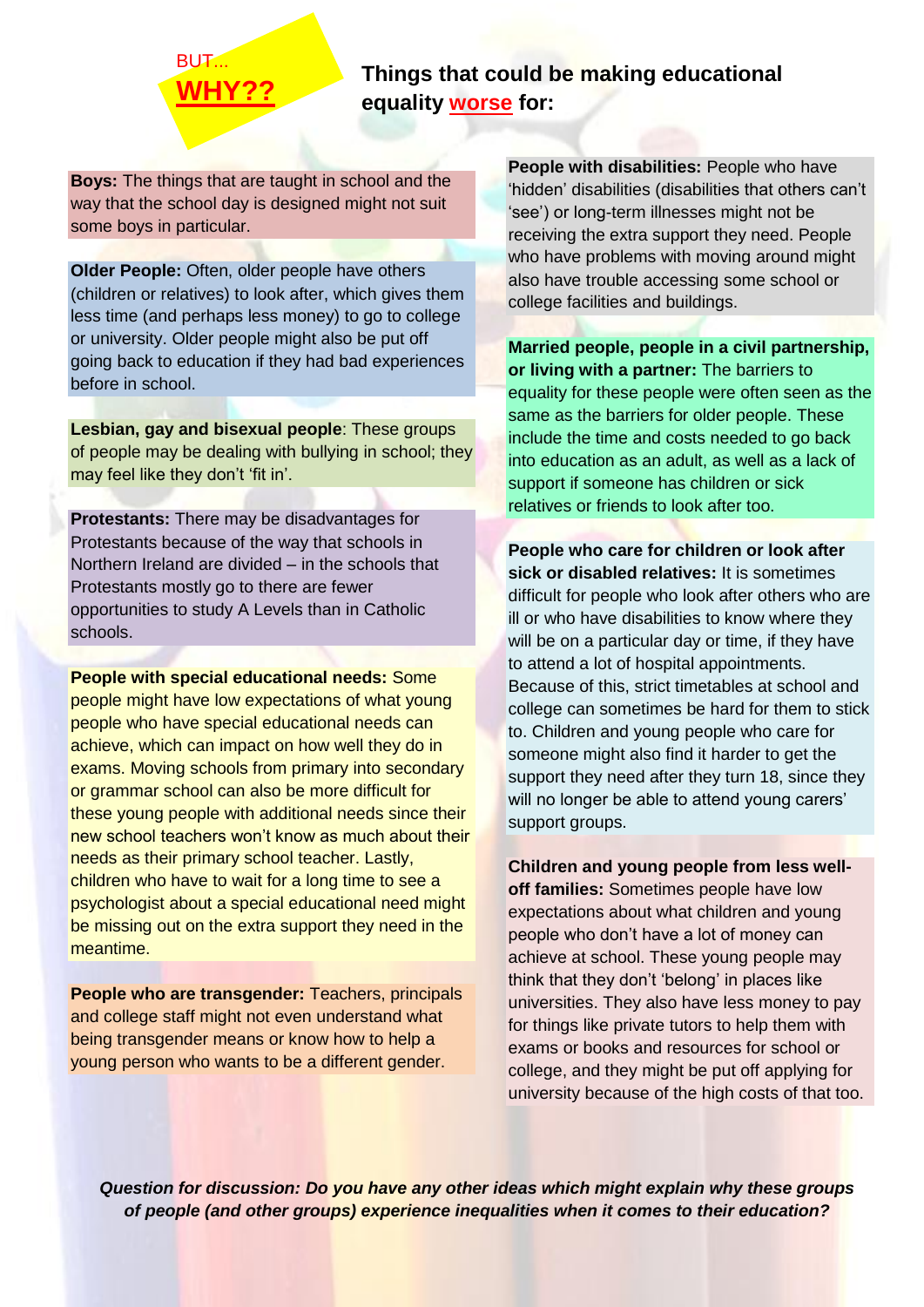BUT...

**WHY??**

## Things that could be making educational equality worse for:

**Boys:** The things that are taught in school and the way that the school day is designed might not suit some boys in particular.

**Older People:** Often, older people have others (children or relatives) to look after, which gives them less time (and perhaps less money) to go to college or university. Older people might also be put off going back to education if they had bad experiences before in school.

**Lesbian, gay and bisexual people**: These groups of people may be dealing with bullying in school; they may feel like they don't 'fit in'.

**Protestants:** There may be disadvantages for Protestants because of the way that schools in Northern Ireland are divided – in the schools that Protestants mostly go to there are fewer opportunities to study A Levels than in Catholic schools.

**People with special educational needs:** Some people might have low expectations of what young people who have special educational needs can achieve, which can impact on how well they do in exams. Moving schools from primary into secondary or grammar school can also be more difficult for these young people with additional needs since their new school teachers won't know as much about their needs as their primary school teacher. Lastly, children who have to wait for a long time to see a psychologist about a special educational need might be missing out on the extra support they need in the meantime.

**People who are transgender:** Teachers, principals and college staff might not even understand what being transgender means or know how to help a young person who wants to be a different gender.

**People with disabilities:** People who have 'hidden' disabilities (disabilities that others can't 'see') or long-term illnesses might not be receiving the extra support they need. People who have problems with moving around might also have trouble accessing some school or college facilities and buildings.

**Married people, people in a civil partnership, or living with a partner:** The barriers to equality for these people were often seen as the same as the barriers for older people. These include the time and costs needed to go back into education as an adult, as well as a lack of support if someone has children or sick relatives or friends to look after too.

**People who care for children or look after sick or disabled relatives:** It is sometimes difficult for people who look after others who are ill or who have disabilities to know where they will be on a particular day or time, if they have to attend a lot of hospital appointments. Because of this, strict timetables at school and college can sometimes be hard for them to stick to. Children and young people who care for someone might also find it harder to get the support they need after they turn 18, since they will no longer be able to attend young carers' support groups.

**Children and young people from less well-off families:** Sometimes people have low expectations about what children and young people who don't have a lot of money can achieve at school. These young people may think that they don't 'belong' in places like universities. They also have less money to pay for things like private tutors to help them with exams or books and resources for school or college, and they might be put off applying for university because of the high costs of that too.

***Question for discussion: Do you have any other ideas which might explain why these groups of people (and other groups) experience inequalities when it comes to their education?***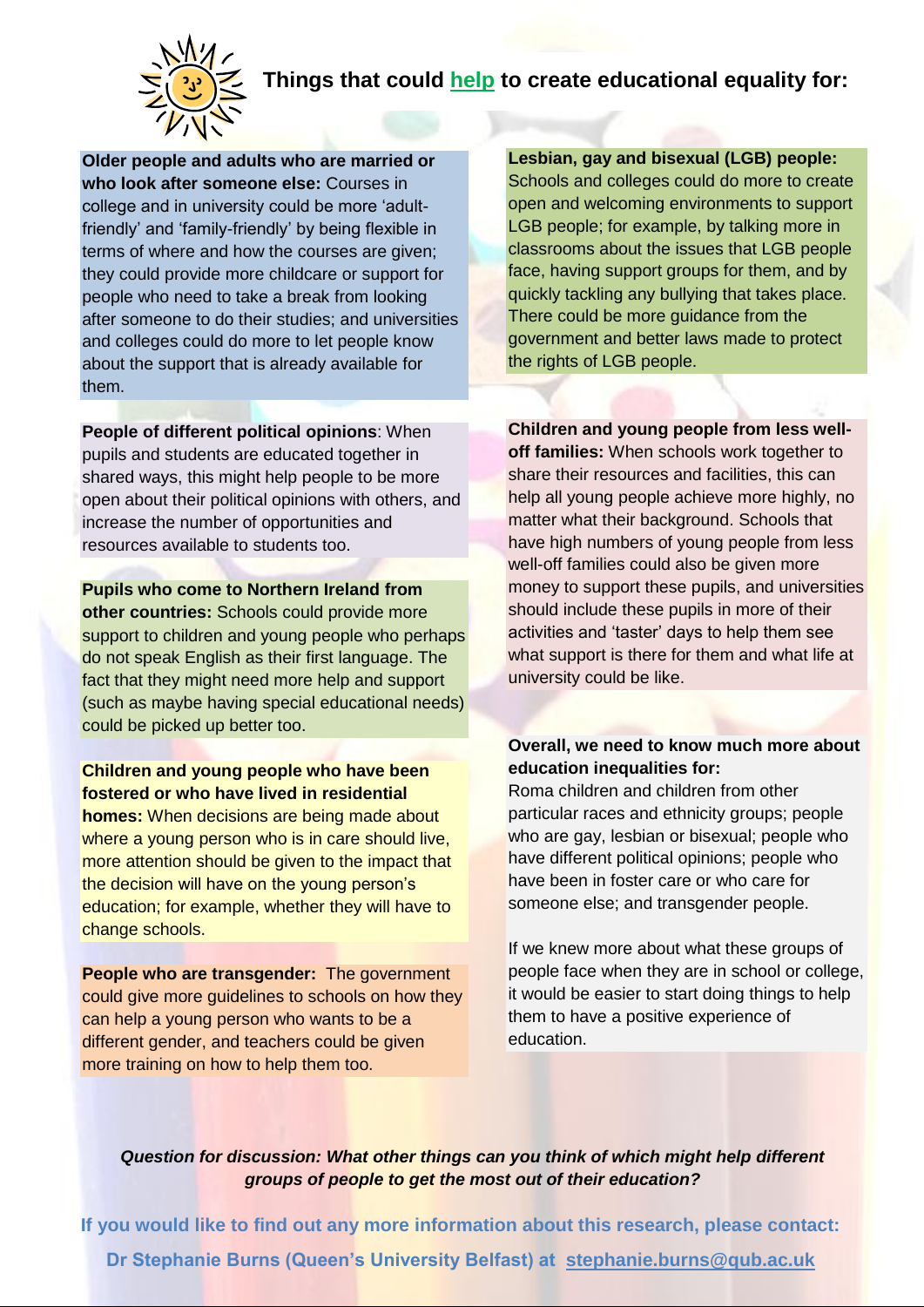## Things that could help to create educational equality for:

**Older people and adults who are married or who look after someone else:** Courses in college and in university could be more 'adult-friendly' and 'family-friendly' by being flexible in terms of where and how the courses are given; they could provide more childcare or support for people who need to take a break from looking after someone to do their studies; and universities and colleges could do more to let people know about the support that is already available for them.

**People of different political opinions**: When pupils and students are educated together in shared ways, this might help people to be more open about their political opinions with others, and increase the number of opportunities and resources available to students too.

**Pupils who come to Northern Ireland from other countries:** Schools could provide more support to children and young people who perhaps do not speak English as their first language. The fact that they might need more help and support (such as maybe having special educational needs) could be picked up better too.

**Children and young people who have been fostered or who have lived in residential homes:** When decisions are being made about where a young person who is in care should live, more attention should be given to the impact that the decision will have on the young person's education; for example, whether they will have to change schools.

**People who are transgender:** The government could give more guidelines to schools on how they can help a young person who wants to be a different gender, and teachers could be given more training on how to help them too.

**Lesbian, gay and bisexual (LGB) people:** Schools and colleges could do more to create open and welcoming environments to support LGB people; for example, by talking more in classrooms about the issues that LGB people face, having support groups for them, and by quickly tackling any bullying that takes place. There could be more guidance from the government and better laws made to protect the rights of LGB people.

**Children and young people from less well-off families:** When schools work together to share their resources and facilities, this can help all young people achieve more highly, no matter what their background. Schools that have high numbers of young people from less well-off families could also be given more money to support these pupils, and universities should include these pupils in more of their activities and 'taster' days to help them see what support is there for them and what life at university could be like.

**Overall, we need to know much more about education inequalities for:**
Roma children and children from other particular races and ethnicity groups; people who are gay, lesbian or bisexual; people who have different political opinions; people who have been in foster care or who care for someone else; and transgender people.

If we knew more about what these groups of people face when they are in school or college, it would be easier to start doing things to help them to have a positive experience of education.

***Question for discussion: What other things can you think of which might help different groups of people to get the most out of their education?***

**If you would like to find out any more information about this research, please contact:**

**Dr Stephanie Burns (Queen's University Belfast) at stephanie.burns@qub.ac.uk**